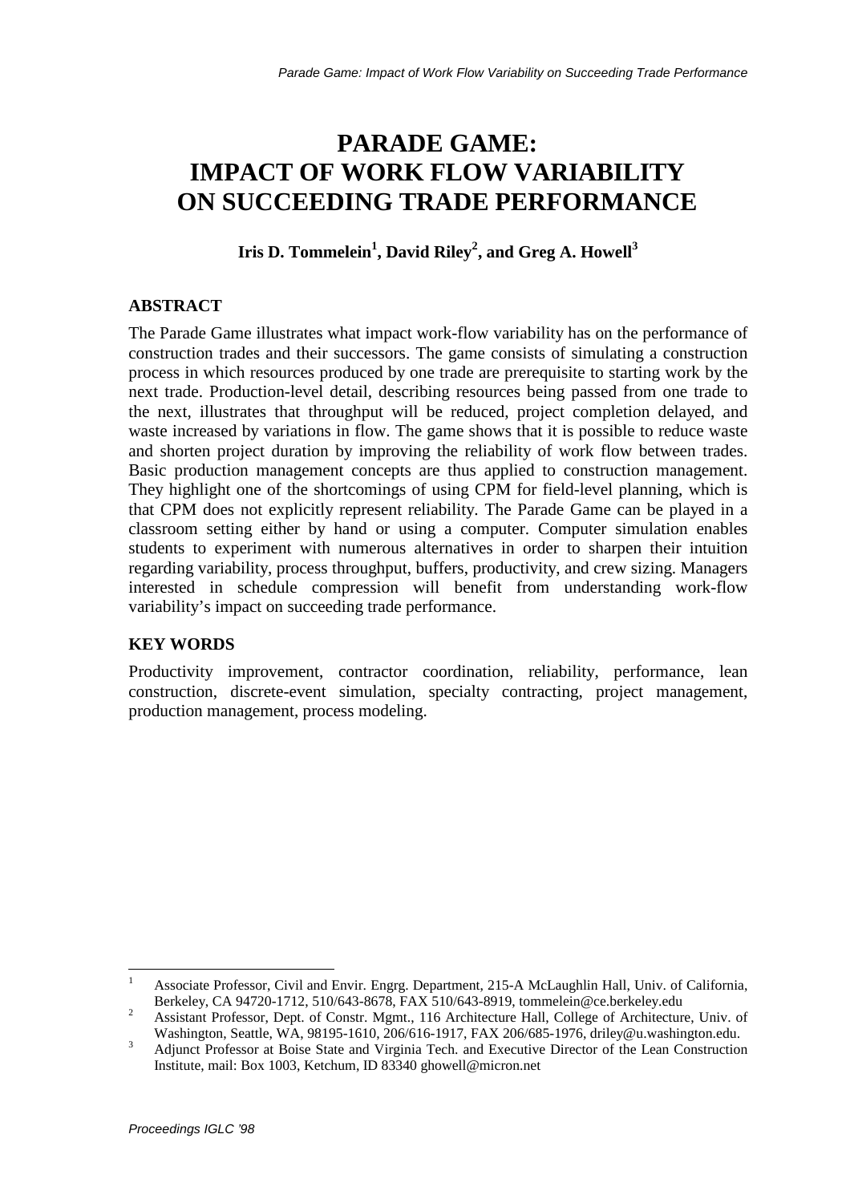# PARADE GAME: IMPACT OF WORK FLOW VARIABILITY ON SUCCEEDING TRADE PERFORMANCE

**Iris D. Tommelein[1], David Riley[2], and Greg A. Howell[3]**

## ABSTRACT

The Parade Game illustrates what impact work-flow variability has on the performance of construction trades and their successors. The game consists of simulating a construction process in which resources produced by one trade are prerequisite to starting work by the next trade. Production-level detail, describing resources being passed from one trade to the next, illustrates that throughput will be reduced, project completion delayed, and waste increased by variations in flow. The game shows that it is possible to reduce waste and shorten project duration by improving the reliability of work flow between trades. Basic production management concepts are thus applied to construction management. They highlight one of the shortcomings of using CPM for field-level planning, which is that CPM does not explicitly represent reliability. The Parade Game can be played in a classroom setting either by hand or using a computer. Computer simulation enables students to experiment with numerous alternatives in order to sharpen their intuition regarding variability, process throughput, buffers, productivity, and crew sizing. Managers interested in schedule compression will benefit from understanding work-flow variability's impact on succeeding trade performance.

## KEY WORDS

Productivity improvement, contractor coordination, reliability, performance, lean construction, discrete-event simulation, specialty contracting, project management, production management, process modeling.

---

[1] Associate Professor, Civil and Envir. Engrg. Department, 215-A McLaughlin Hall, Univ. of California, Berkeley, CA 94720-1712, 510/643-8678, FAX 510/643-8919, tommelein@ce.berkeley.edu

[2] Assistant Professor, Dept. of Constr. Mgmt., 116 Architecture Hall, College of Architecture, Univ. of Washington, Seattle, WA, 98195-1610, 206/616-1917, FAX 206/685-1976, driley@u.washington.edu.

[3] Adjunct Professor at Boise State and Virginia Tech. and Executive Director of the Lean Construction Institute, mail: Box 1003, Ketchum, ID 83340 ghowell@micron.net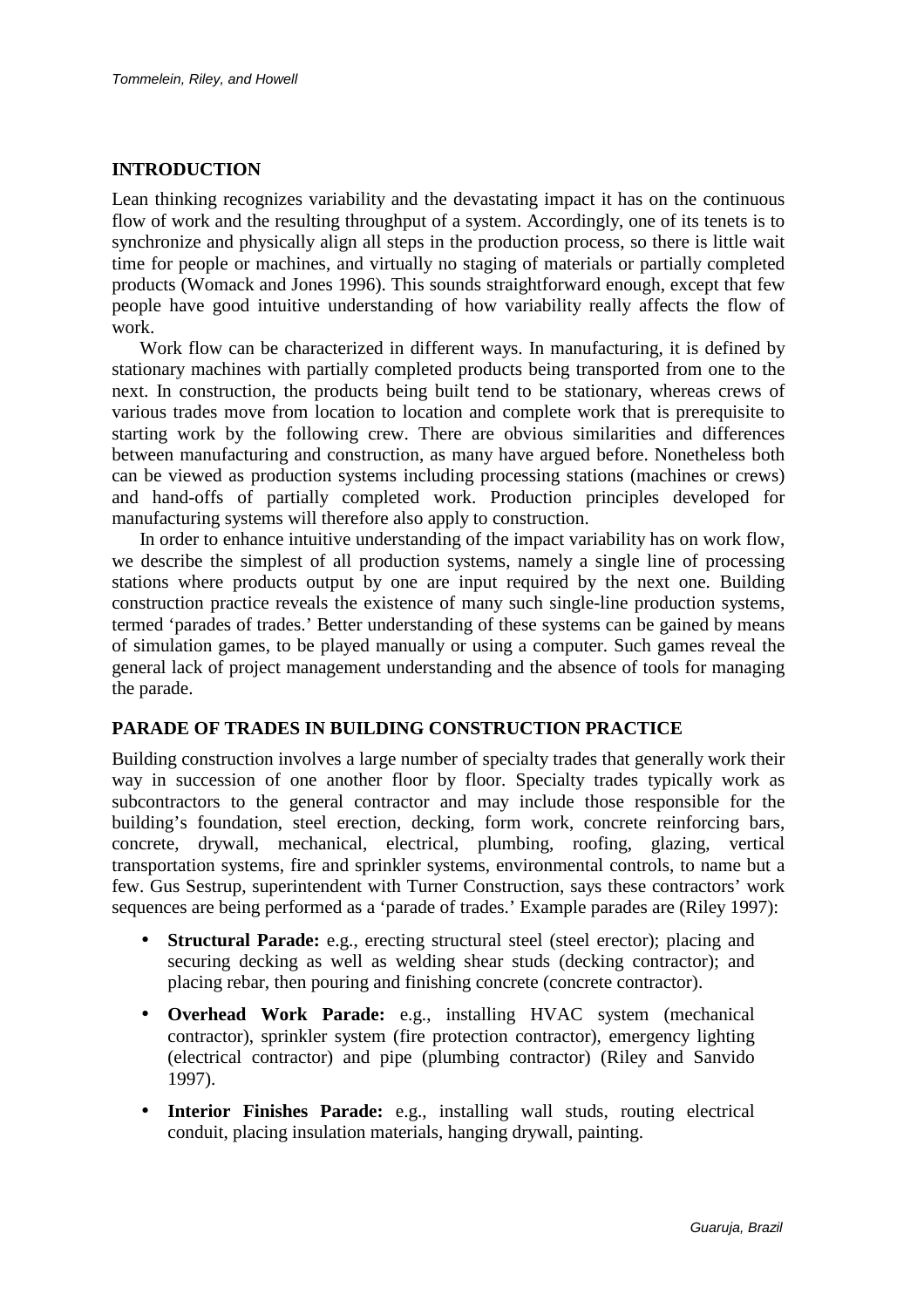## INTRODUCTION

Lean thinking recognizes variability and the devastating impact it has on the continuous flow of work and the resulting throughput of a system. Accordingly, one of its tenets is to synchronize and physically align all steps in the production process, so there is little wait time for people or machines, and virtually no staging of materials or partially completed products (Womack and Jones 1996). This sounds straightforward enough, except that few people have good intuitive understanding of how variability really affects the flow of work.

Work flow can be characterized in different ways. In manufacturing, it is defined by stationary machines with partially completed products being transported from one to the next. In construction, the products being built tend to be stationary, whereas crews of various trades move from location to location and complete work that is prerequisite to starting work by the following crew. There are obvious similarities and differences between manufacturing and construction, as many have argued before. Nonetheless both can be viewed as production systems including processing stations (machines or crews) and hand-offs of partially completed work. Production principles developed for manufacturing systems will therefore also apply to construction.

In order to enhance intuitive understanding of the impact variability has on work flow, we describe the simplest of all production systems, namely a single line of processing stations where products output by one are input required by the next one. Building construction practice reveals the existence of many such single-line production systems, termed 'parades of trades.' Better understanding of these systems can be gained by means of simulation games, to be played manually or using a computer. Such games reveal the general lack of project management understanding and the absence of tools for managing the parade.

## PARADE OF TRADES IN BUILDING CONSTRUCTION PRACTICE

Building construction involves a large number of specialty trades that generally work their way in succession of one another floor by floor. Specialty trades typically work as subcontractors to the general contractor and may include those responsible for the building's foundation, steel erection, decking, form work, concrete reinforcing bars, concrete, drywall, mechanical, electrical, plumbing, roofing, glazing, vertical transportation systems, fire and sprinkler systems, environmental controls, to name but a few. Gus Sestrup, superintendent with Turner Construction, says these contractors' work sequences are being performed as a 'parade of trades.' Example parades are (Riley 1997):

- **Structural Parade:** e.g., erecting structural steel (steel erector); placing and securing decking as well as welding shear studs (decking contractor); and placing rebar, then pouring and finishing concrete (concrete contractor).
- **Overhead Work Parade:** e.g., installing HVAC system (mechanical contractor), sprinkler system (fire protection contractor), emergency lighting (electrical contractor) and pipe (plumbing contractor) (Riley and Sanvido 1997).
- **Interior Finishes Parade:** e.g., installing wall studs, routing electrical conduit, placing insulation materials, hanging drywall, painting.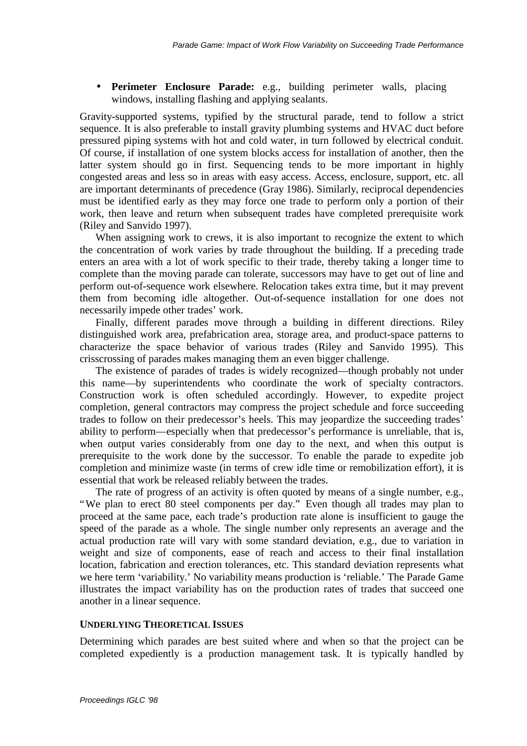- **Perimeter Enclosure Parade:** e.g., building perimeter walls, placing windows, installing flashing and applying sealants.

Gravity-supported systems, typified by the structural parade, tend to follow a strict sequence. It is also preferable to install gravity plumbing systems and HVAC duct before pressured piping systems with hot and cold water, in turn followed by electrical conduit. Of course, if installation of one system blocks access for installation of another, then the latter system should go in first. Sequencing tends to be more important in highly congested areas and less so in areas with easy access. Access, enclosure, support, etc. all are important determinants of precedence (Gray 1986). Similarly, reciprocal dependencies must be identified early as they may force one trade to perform only a portion of their work, then leave and return when subsequent trades have completed prerequisite work (Riley and Sanvido 1997).

When assigning work to crews, it is also important to recognize the extent to which the concentration of work varies by trade throughout the building. If a preceding trade enters an area with a lot of work specific to their trade, thereby taking a longer time to complete than the moving parade can tolerate, successors may have to get out of line and perform out-of-sequence work elsewhere. Relocation takes extra time, but it may prevent them from becoming idle altogether. Out-of-sequence installation for one does not necessarily impede other trades' work.

Finally, different parades move through a building in different directions. Riley distinguished work area, prefabrication area, storage area, and product-space patterns to characterize the space behavior of various trades (Riley and Sanvido 1995). This crisscrossing of parades makes managing them an even bigger challenge.

The existence of parades of trades is widely recognized—though probably not under this name—by superintendents who coordinate the work of specialty contractors. Construction work is often scheduled accordingly. However, to expedite project completion, general contractors may compress the project schedule and force succeeding trades to follow on their predecessor's heels. This may jeopardize the succeeding trades' ability to perform—especially when that predecessor's performance is unreliable, that is, when output varies considerably from one day to the next, and when this output is prerequisite to the work done by the successor. To enable the parade to expedite job completion and minimize waste (in terms of crew idle time or remobilization effort), it is essential that work be released reliably between the trades.

The rate of progress of an activity is often quoted by means of a single number, e.g., "We plan to erect 80 steel components per day." Even though all trades may plan to proceed at the same pace, each trade's production rate alone is insufficient to gauge the speed of the parade as a whole. The single number only represents an average and the actual production rate will vary with some standard deviation, e.g., due to variation in weight and size of components, ease of reach and access to their final installation location, fabrication and erection tolerances, etc. This standard deviation represents what we here term 'variability.' No variability means production is 'reliable.' The Parade Game illustrates the impact variability has on the production rates of trades that succeed one another in a linear sequence.

## UNDERLYING THEORETICAL ISSUES

Determining which parades are best suited where and when so that the project can be completed expediently is a production management task. It is typically handled by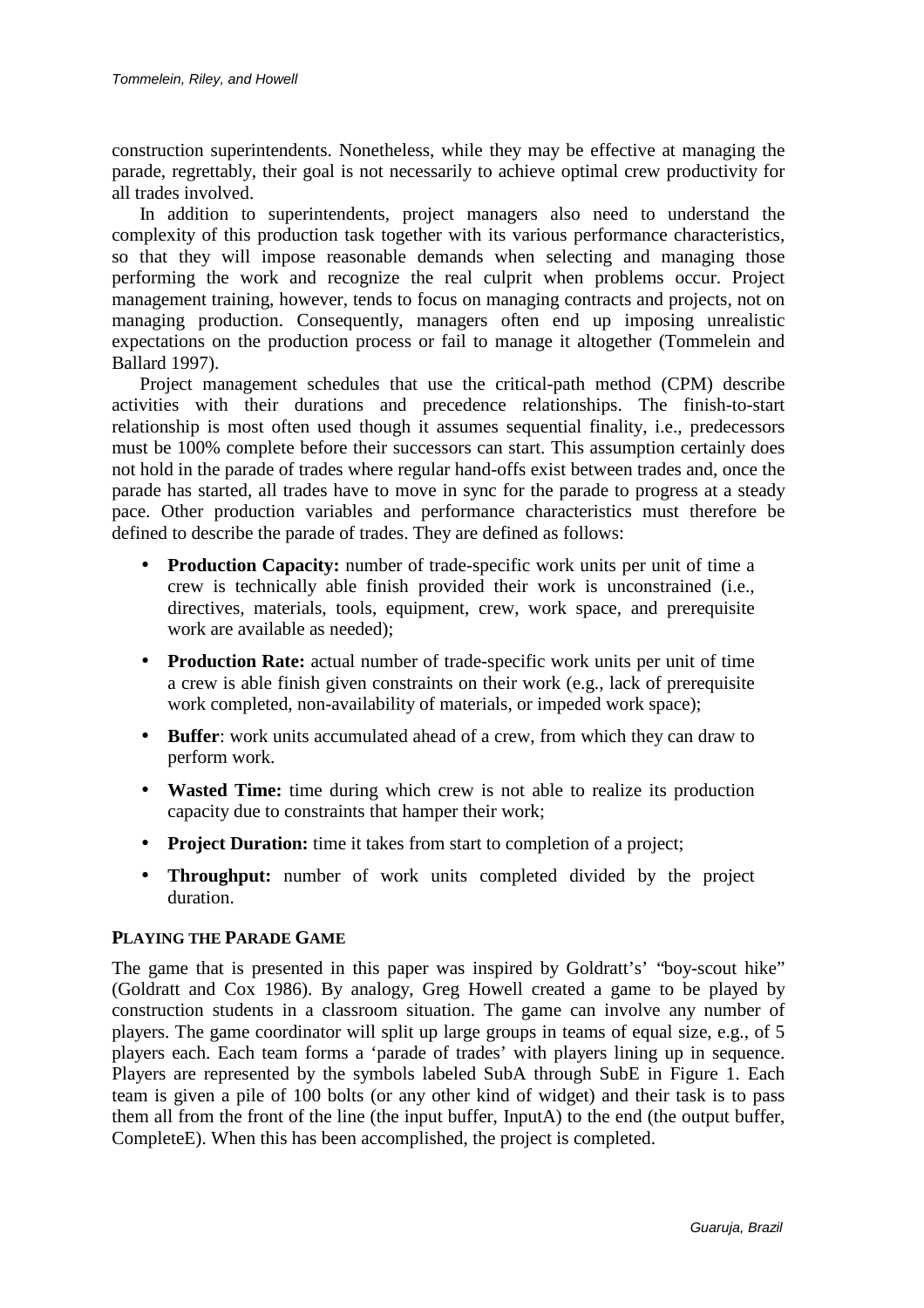construction superintendents. Nonetheless, while they may be effective at managing the parade, regrettably, their goal is not necessarily to achieve optimal crew productivity for all trades involved.

In addition to superintendents, project managers also need to understand the complexity of this production task together with its various performance characteristics, so that they will impose reasonable demands when selecting and managing those performing the work and recognize the real culprit when problems occur. Project management training, however, tends to focus on managing contracts and projects, not on managing production. Consequently, managers often end up imposing unrealistic expectations on the production process or fail to manage it altogether (Tommelein and Ballard 1997).

Project management schedules that use the critical-path method (CPM) describe activities with their durations and precedence relationships. The finish-to-start relationship is most often used though it assumes sequential finality, i.e., predecessors must be 100% complete before their successors can start. This assumption certainly does not hold in the parade of trades where regular hand-offs exist between trades and, once the parade has started, all trades have to move in sync for the parade to progress at a steady pace. Other production variables and performance characteristics must therefore be defined to describe the parade of trades. They are defined as follows:

- **Production Capacity:** number of trade-specific work units per unit of time a crew is technically able finish provided their work is unconstrained (i.e., directives, materials, tools, equipment, crew, work space, and prerequisite work are available as needed);
- **Production Rate:** actual number of trade-specific work units per unit of time a crew is able finish given constraints on their work (e.g., lack of prerequisite work completed, non-availability of materials, or impeded work space);
- **Buffer**: work units accumulated ahead of a crew, from which they can draw to perform work.
- **Wasted Time:** time during which crew is not able to realize its production capacity due to constraints that hamper their work;
- **Project Duration:** time it takes from start to completion of a project;
- **Throughput:** number of work units completed divided by the project duration.

## PLAYING THE PARADE GAME

The game that is presented in this paper was inspired by Goldratt's' "boy-scout hike" (Goldratt and Cox 1986). By analogy, Greg Howell created a game to be played by construction students in a classroom situation. The game can involve any number of players. The game coordinator will split up large groups in teams of equal size, e.g., of 5 players each. Each team forms a 'parade of trades' with players lining up in sequence. Players are represented by the symbols labeled SubA through SubE in Figure 1. Each team is given a pile of 100 bolts (or any other kind of widget) and their task is to pass them all from the front of the line (the input buffer, InputA) to the end (the output buffer, CompleteE). When this has been accomplished, the project is completed.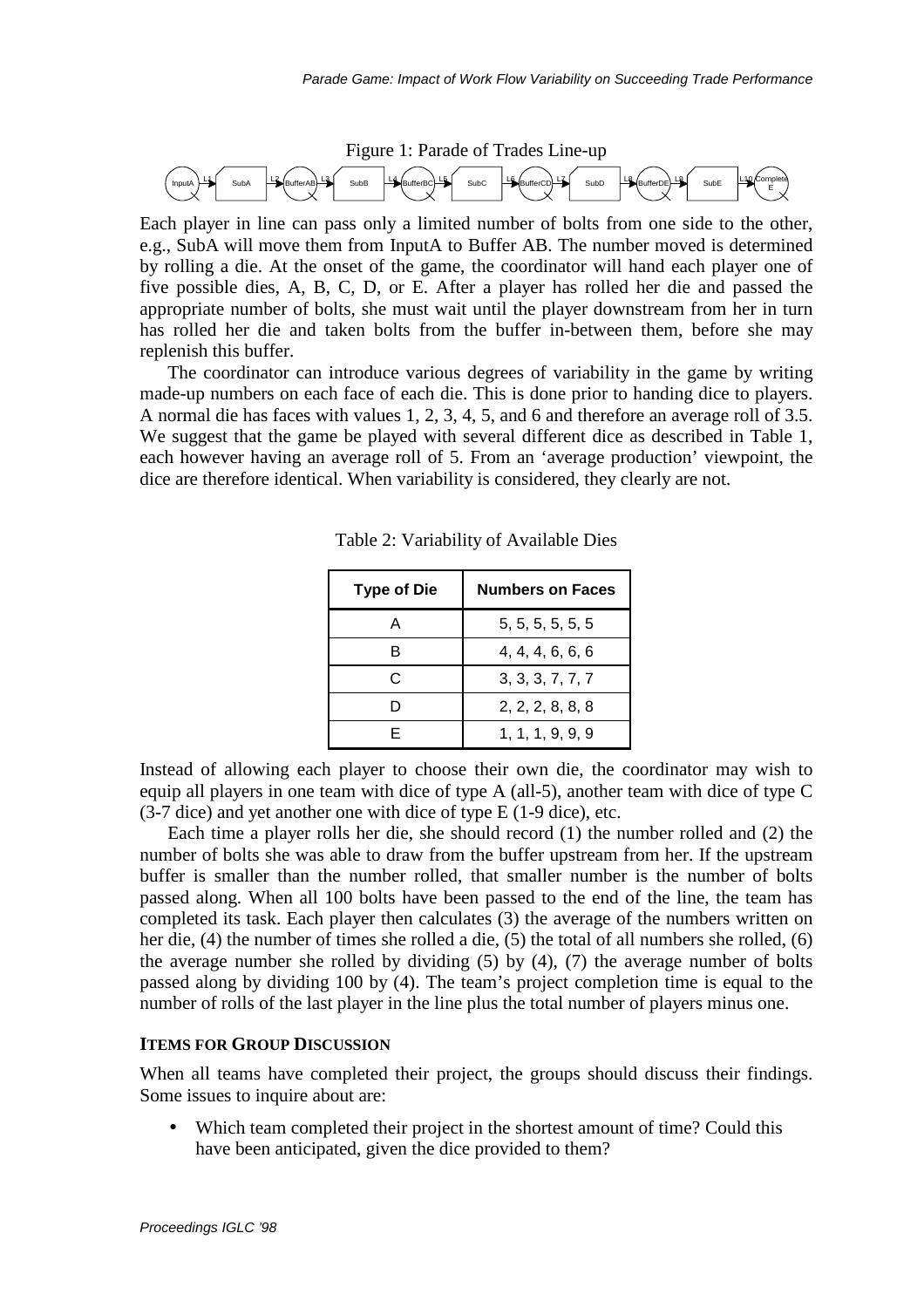Figure 1: Parade of Trades Line-up

InputA → L1 → SubA → L2 → BufferAB → L3 → SubB → L4 → BufferBC → L5 → SubC → L6 → BufferCD → L7 → SubD → L8 → BufferDE → L9 → SubE → L10 → CompleteE

Each player in line can pass only a limited number of bolts from one side to the other, e.g., SubA will move them from InputA to Buffer AB. The number moved is determined by rolling a die. At the onset of the game, the coordinator will hand each player one of five possible dies, A, B, C, D, or E. After a player has rolled her die and passed the appropriate number of bolts, she must wait until the player downstream from her in turn has rolled her die and taken bolts from the buffer in-between them, before she may replenish this buffer.

The coordinator can introduce various degrees of variability in the game by writing made-up numbers on each face of each die. This is done prior to handing dice to players. A normal die has faces with values 1, 2, 3, 4, 5, and 6 and therefore an average roll of 3.5. We suggest that the game be played with several different dice as described in Table 1, each however having an average roll of 5. From an 'average production' viewpoint, the dice are therefore identical. When variability is considered, they clearly are not.

Table 2: Variability of Available Dies

| Type of Die | Numbers on Faces |
|---|---|
| A | 5, 5, 5, 5, 5, 5 |
| B | 4, 4, 4, 6, 6, 6 |
| C | 3, 3, 3, 7, 7, 7 |
| D | 2, 2, 2, 8, 8, 8 |
| E | 1, 1, 1, 9, 9, 9 |

Instead of allowing each player to choose their own die, the coordinator may wish to equip all players in one team with dice of type A (all-5), another team with dice of type C (3-7 dice) and yet another one with dice of type E (1-9 dice), etc.

Each time a player rolls her die, she should record (1) the number rolled and (2) the number of bolts she was able to draw from the buffer upstream from her. If the upstream buffer is smaller than the number rolled, that smaller number is the number of bolts passed along. When all 100 bolts have been passed to the end of the line, the team has completed its task. Each player then calculates (3) the average of the numbers written on her die, (4) the number of times she rolled a die, (5) the total of all numbers she rolled, (6) the average number she rolled by dividing (5) by (4), (7) the average number of bolts passed along by dividing 100 by (4). The team's project completion time is equal to the number of rolls of the last player in the line plus the total number of players minus one.

## ITEMS FOR GROUP DISCUSSION

When all teams have completed their project, the groups should discuss their findings. Some issues to inquire about are:

- Which team completed their project in the shortest amount of time? Could this have been anticipated, given the dice provided to them?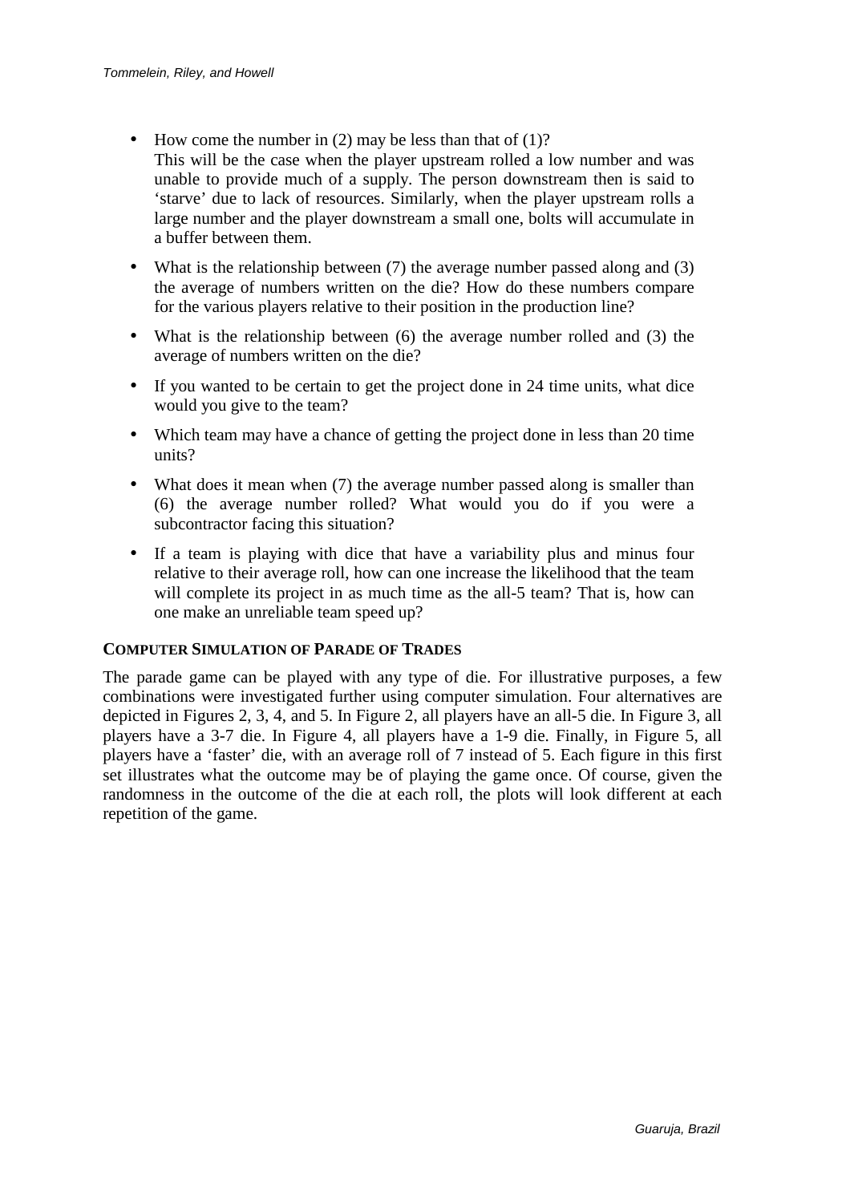- How come the number in (2) may be less than that of (1)?
  This will be the case when the player upstream rolled a low number and was unable to provide much of a supply. The person downstream then is said to 'starve' due to lack of resources. Similarly, when the player upstream rolls a large number and the player downstream a small one, bolts will accumulate in a buffer between them.
- What is the relationship between (7) the average number passed along and (3) the average of numbers written on the die? How do these numbers compare for the various players relative to their position in the production line?
- What is the relationship between (6) the average number rolled and (3) the average of numbers written on the die?
- If you wanted to be certain to get the project done in 24 time units, what dice would you give to the team?
- Which team may have a chance of getting the project done in less than 20 time units?
- What does it mean when (7) the average number passed along is smaller than (6) the average number rolled? What would you do if you were a subcontractor facing this situation?
- If a team is playing with dice that have a variability plus and minus four relative to their average roll, how can one increase the likelihood that the team will complete its project in as much time as the all-5 team? That is, how can one make an unreliable team speed up?

## COMPUTER SIMULATION OF PARADE OF TRADES

The parade game can be played with any type of die. For illustrative purposes, a few combinations were investigated further using computer simulation. Four alternatives are depicted in Figures 2, 3, 4, and 5. In Figure 2, all players have an all-5 die. In Figure 3, all players have a 3-7 die. In Figure 4, all players have a 1-9 die. Finally, in Figure 5, all players have a 'faster' die, with an average roll of 7 instead of 5. Each figure in this first set illustrates what the outcome may be of playing the game once. Of course, given the randomness in the outcome of the die at each roll, the plots will look different at each repetition of the game.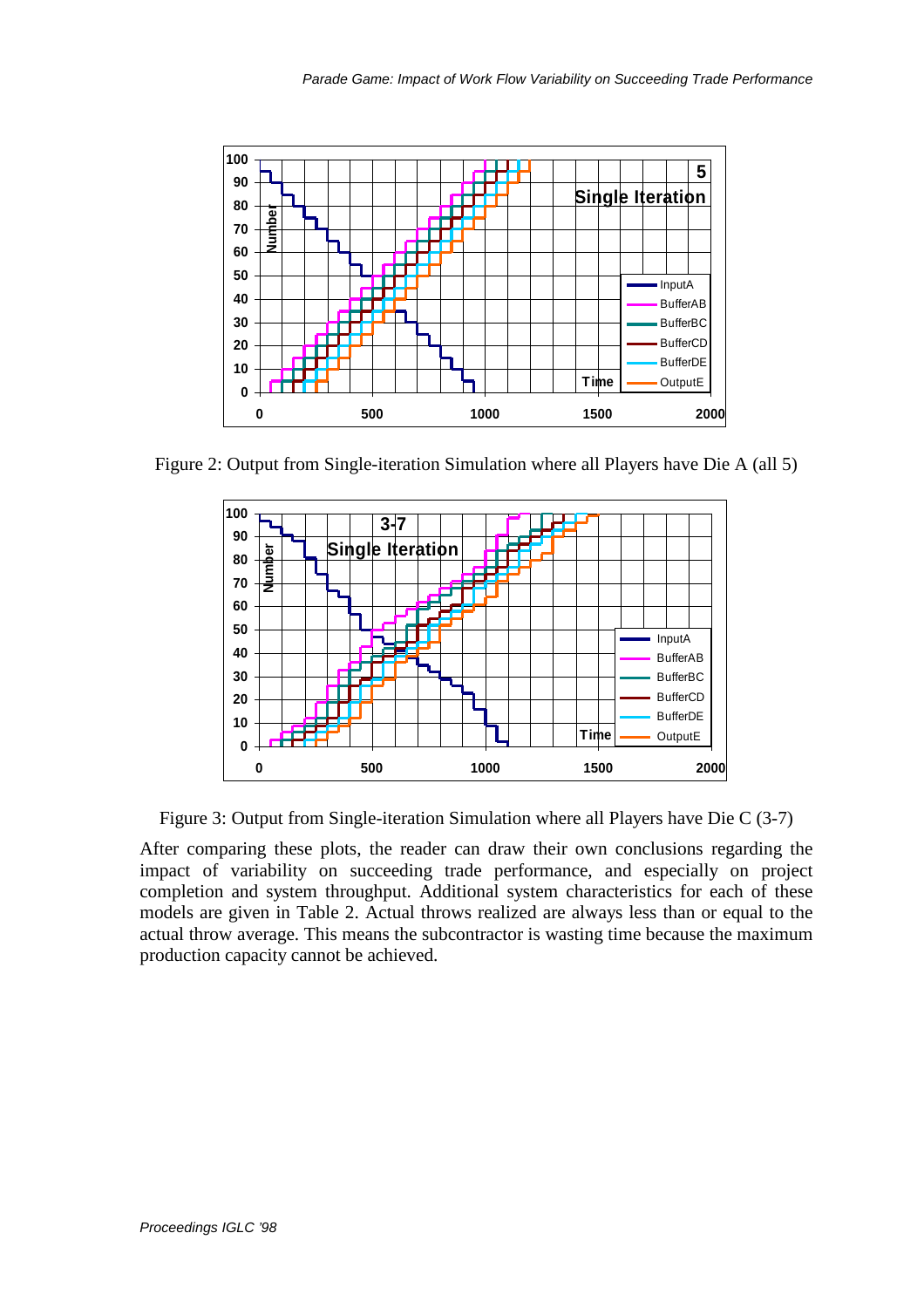Figure 2: Output from Single-iteration Simulation where all Players have Die A (all 5)

Figure 3: Output from Single-iteration Simulation where all Players have Die C (3-7)

After comparing these plots, the reader can draw their own conclusions regarding the impact of variability on succeeding trade performance, and especially on project completion and system throughput. Additional system characteristics for each of these models are given in Table 2. Actual throws realized are always less than or equal to the actual throw average. This means the subcontractor is wasting time because the maximum production capacity cannot be achieved.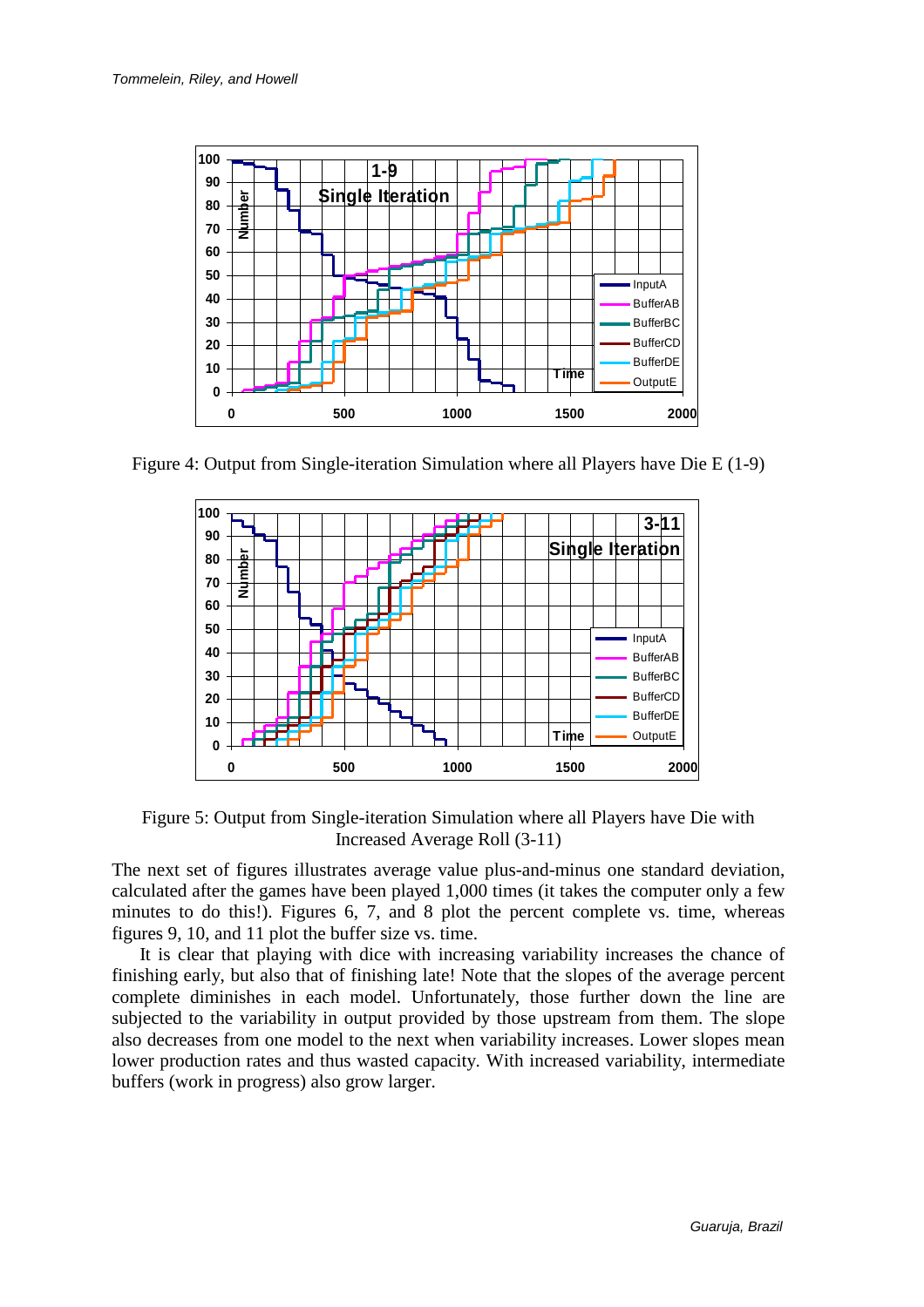Figure 4: Output from Single-iteration Simulation where all Players have Die E (1-9)

Figure 5: Output from Single-iteration Simulation where all Players have Die with Increased Average Roll (3-11)

The next set of figures illustrates average value plus-and-minus one standard deviation, calculated after the games have been played 1,000 times (it takes the computer only a few minutes to do this!). Figures 6, 7, and 8 plot the percent complete vs. time, whereas figures 9, 10, and 11 plot the buffer size vs. time.

It is clear that playing with dice with increasing variability increases the chance of finishing early, but also that of finishing late! Note that the slopes of the average percent complete diminishes in each model. Unfortunately, those further down the line are subjected to the variability in output provided by those upstream from them. The slope also decreases from one model to the next when variability increases. Lower slopes mean lower production rates and thus wasted capacity. With increased variability, intermediate buffers (work in progress) also grow larger.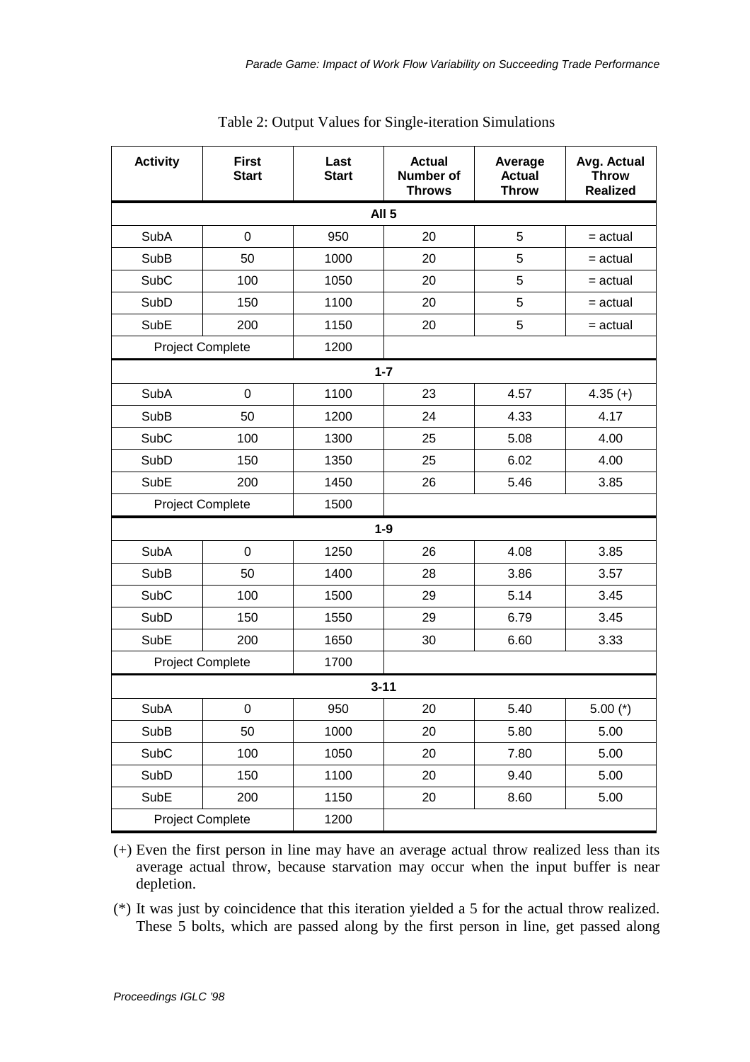Table 2: Output Values for Single-iteration Simulations

| Activity | First Start | Last Start | Actual Number of Throws | Average Actual Throw | Avg. Actual Throw Realized |
|---|---|---|---|---|---|
| **All 5** | | | | | |
| SubA | 0 | 950 | 20 | 5 | = actual |
| SubB | 50 | 1000 | 20 | 5 | = actual |
| SubC | 100 | 1050 | 20 | 5 | = actual |
| SubD | 150 | 1100 | 20 | 5 | = actual |
| SubE | 200 | 1150 | 20 | 5 | = actual |
| Project Complete | | 1200 | | | |
| **1-7** | | | | | |
| SubA | 0 | 1100 | 23 | 4.57 | 4.35 (+) |
| SubB | 50 | 1200 | 24 | 4.33 | 4.17 |
| SubC | 100 | 1300 | 25 | 5.08 | 4.00 |
| SubD | 150 | 1350 | 25 | 6.02 | 4.00 |
| SubE | 200 | 1450 | 26 | 5.46 | 3.85 |
| Project Complete | | 1500 | | | |
| **1-9** | | | | | |
| SubA | 0 | 1250 | 26 | 4.08 | 3.85 |
| SubB | 50 | 1400 | 28 | 3.86 | 3.57 |
| SubC | 100 | 1500 | 29 | 5.14 | 3.45 |
| SubD | 150 | 1550 | 29 | 6.79 | 3.45 |
| SubE | 200 | 1650 | 30 | 6.60 | 3.33 |
| Project Complete | | 1700 | | | |
| **3-11** | | | | | |
| SubA | 0 | 950 | 20 | 5.40 | 5.00 (*) |
| SubB | 50 | 1000 | 20 | 5.80 | 5.00 |
| SubC | 100 | 1050 | 20 | 7.80 | 5.00 |
| SubD | 150 | 1100 | 20 | 9.40 | 5.00 |
| SubE | 200 | 1150 | 20 | 8.60 | 5.00 |
| Project Complete | | 1200 | | | |

(+) Even the first person in line may have an average actual throw realized less than its average actual throw, because starvation may occur when the input buffer is near depletion.

(*) It was just by coincidence that this iteration yielded a 5 for the actual throw realized. These 5 bolts, which are passed along by the first person in line, get passed along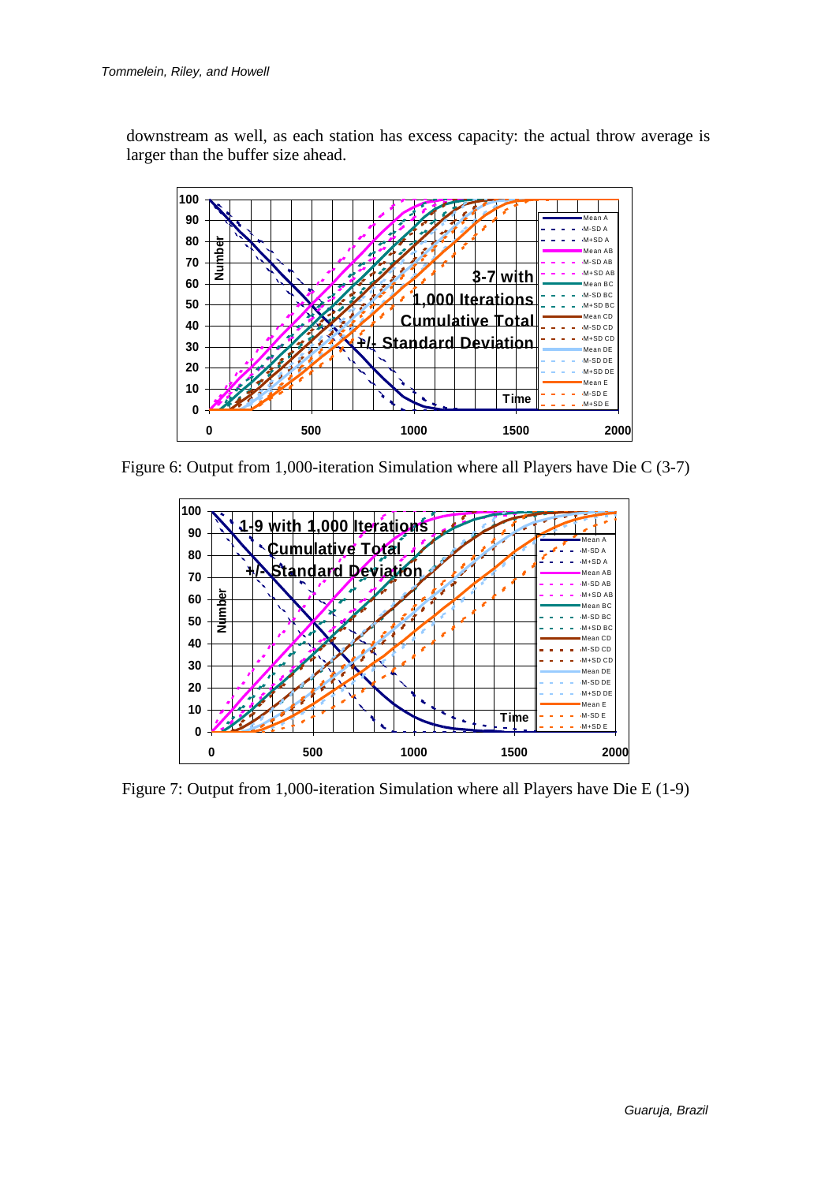downstream as well, as each station has excess capacity: the actual throw average is larger than the buffer size ahead.

Figure 6: Output from 1,000-iteration Simulation where all Players have Die C (3-7)

Figure 7: Output from 1,000-iteration Simulation where all Players have Die E (1-9)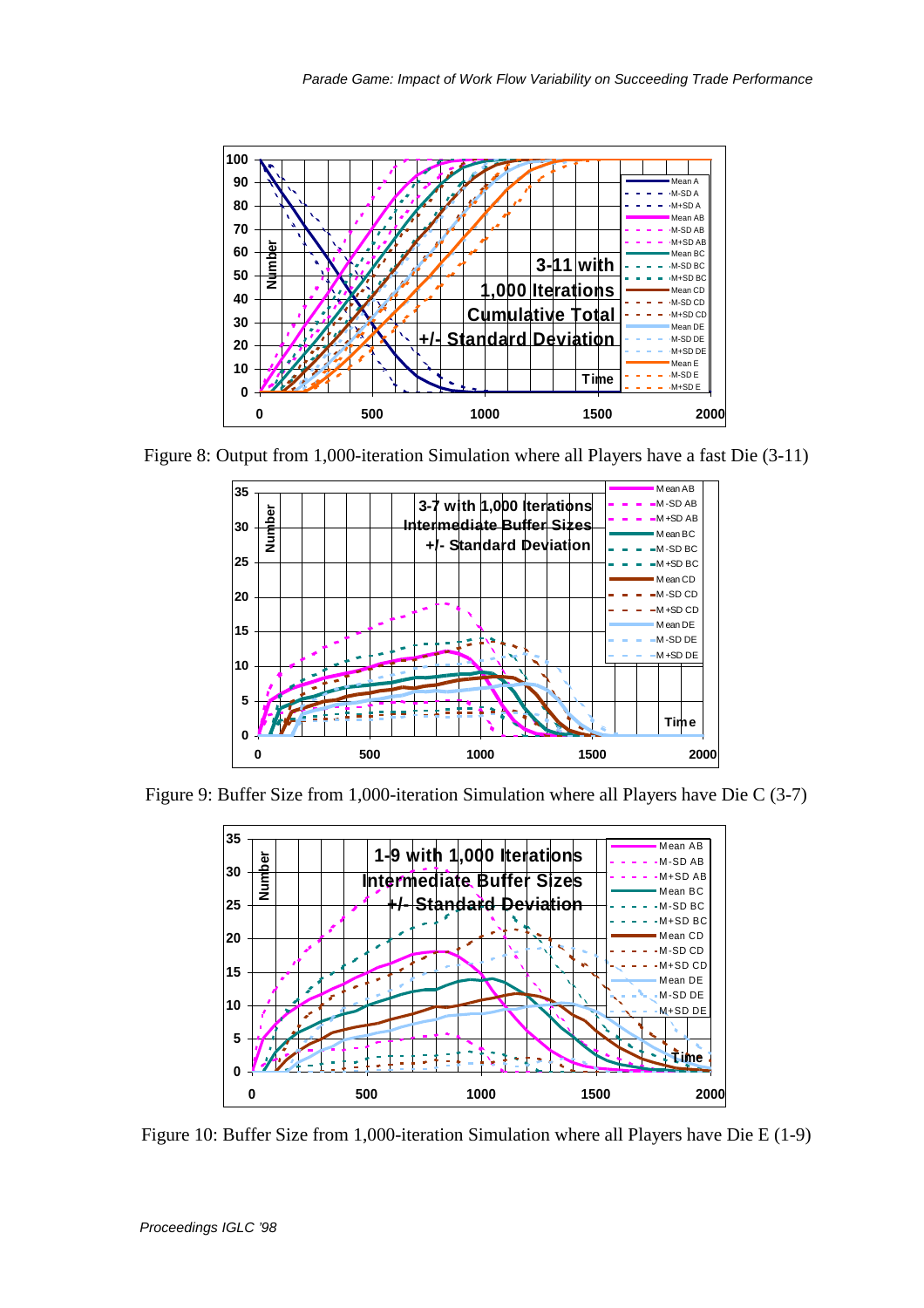Figure 8: Output from 1,000-iteration Simulation where all Players have a fast Die (3-11)

Figure 9: Buffer Size from 1,000-iteration Simulation where all Players have Die C (3-7)

Figure 10: Buffer Size from 1,000-iteration Simulation where all Players have Die E (1-9)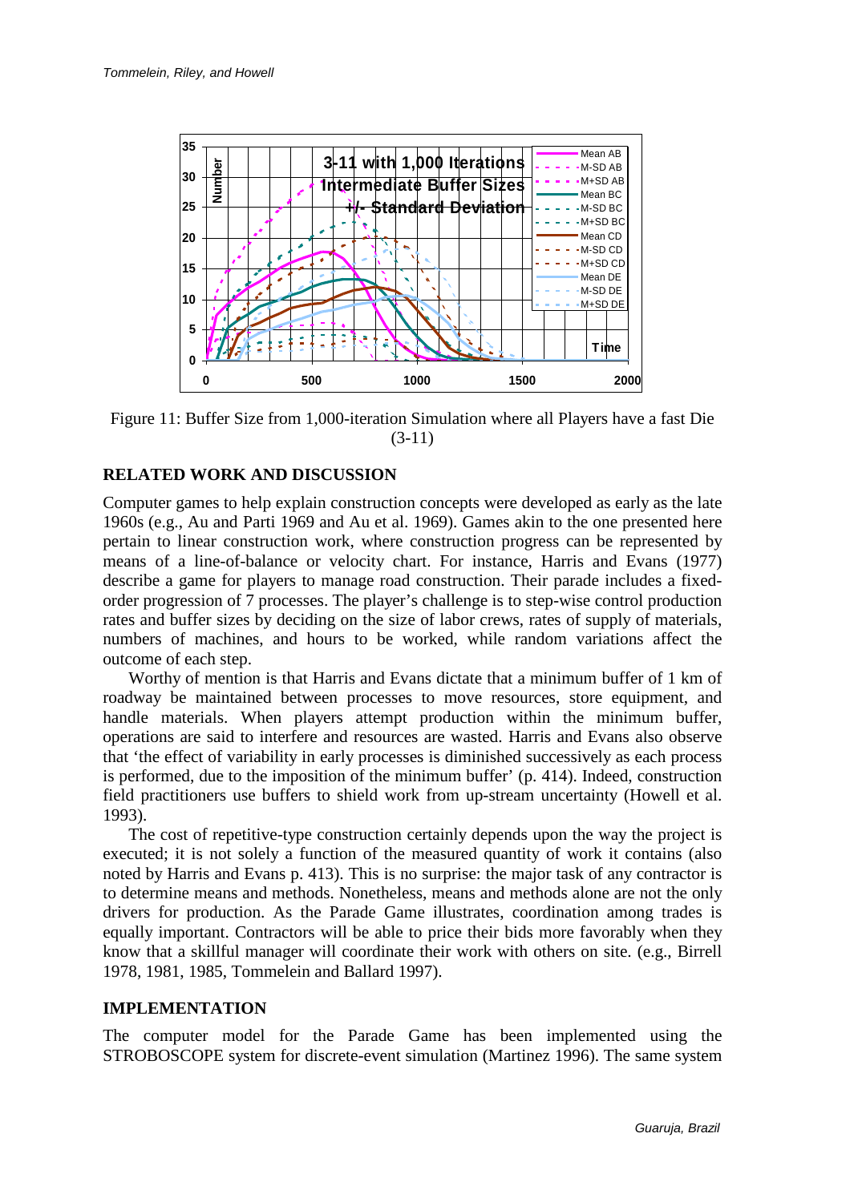Figure 11: Buffer Size from 1,000-iteration Simulation where all Players have a fast Die (3-11)

## RELATED WORK AND DISCUSSION

Computer games to help explain construction concepts were developed as early as the late 1960s (e.g., Au and Parti 1969 and Au et al. 1969). Games akin to the one presented here pertain to linear construction work, where construction progress can be represented by means of a line-of-balance or velocity chart. For instance, Harris and Evans (1977) describe a game for players to manage road construction. Their parade includes a fixed-order progression of 7 processes. The player's challenge is to step-wise control production rates and buffer sizes by deciding on the size of labor crews, rates of supply of materials, numbers of machines, and hours to be worked, while random variations affect the outcome of each step.

Worthy of mention is that Harris and Evans dictate that a minimum buffer of 1 km of roadway be maintained between processes to move resources, store equipment, and handle materials. When players attempt production within the minimum buffer, operations are said to interfere and resources are wasted. Harris and Evans also observe that 'the effect of variability in early processes is diminished successively as each process is performed, due to the imposition of the minimum buffer' (p. 414). Indeed, construction field practitioners use buffers to shield work from up-stream uncertainty (Howell et al. 1993).

The cost of repetitive-type construction certainly depends upon the way the project is executed; it is not solely a function of the measured quantity of work it contains (also noted by Harris and Evans p. 413). This is no surprise: the major task of any contractor is to determine means and methods. Nonetheless, means and methods alone are not the only drivers for production. As the Parade Game illustrates, coordination among trades is equally important. Contractors will be able to price their bids more favorably when they know that a skillful manager will coordinate their work with others on site. (e.g., Birrell 1978, 1981, 1985, Tommelein and Ballard 1997).

## IMPLEMENTATION

The computer model for the Parade Game has been implemented using the STROBOSCOPE system for discrete-event simulation (Martinez 1996). The same system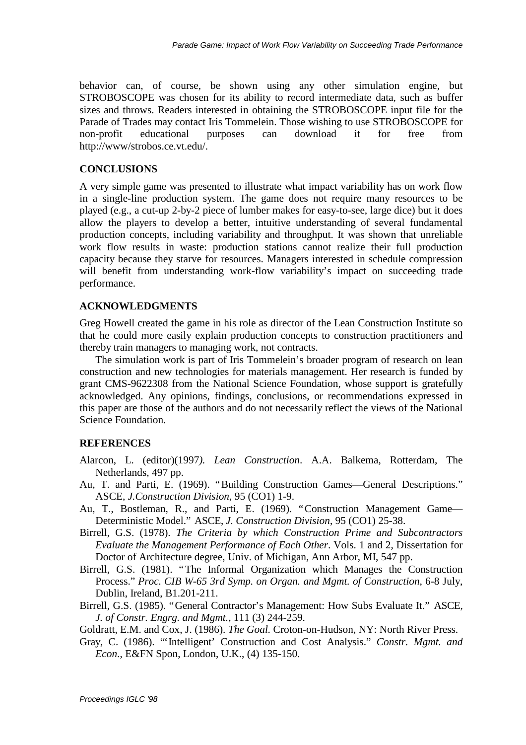behavior can, of course, be shown using any other simulation engine, but STROBOSCOPE was chosen for its ability to record intermediate data, such as buffer sizes and throws. Readers interested in obtaining the STROBOSCOPE input file for the Parade of Trades may contact Iris Tommelein. Those wishing to use STROBOSCOPE for non-profit educational purposes can download it for free from http://www/strobos.ce.vt.edu/.

## CONCLUSIONS

A very simple game was presented to illustrate what impact variability has on work flow in a single-line production system. The game does not require many resources to be played (e.g., a cut-up 2-by-2 piece of lumber makes for easy-to-see, large dice) but it does allow the players to develop a better, intuitive understanding of several fundamental production concepts, including variability and throughput. It was shown that unreliable work flow results in waste: production stations cannot realize their full production capacity because they starve for resources. Managers interested in schedule compression will benefit from understanding work-flow variability's impact on succeeding trade performance.

## ACKNOWLEDGMENTS

Greg Howell created the game in his role as director of the Lean Construction Institute so that he could more easily explain production concepts to construction practitioners and thereby train managers to managing work, not contracts.

The simulation work is part of Iris Tommelein's broader program of research on lean construction and new technologies for materials management. Her research is funded by grant CMS-9622308 from the National Science Foundation, whose support is gratefully acknowledged. Any opinions, findings, conclusions, or recommendations expressed in this paper are those of the authors and do not necessarily reflect the views of the National Science Foundation.

## REFERENCES

Alarcon, L. (editor)(1997). *Lean Construction*. A.A. Balkema, Rotterdam, The Netherlands, 497 pp.

Au, T. and Parti, E. (1969). "Building Construction Games—General Descriptions." ASCE, *J.Construction Division*, 95 (CO1) 1-9.

Au, T., Bostleman, R., and Parti, E. (1969). "Construction Management Game—Deterministic Model." ASCE, *J. Construction Division*, 95 (CO1) 25-38.

Birrell, G.S. (1978). *The Criteria by which Construction Prime and Subcontractors Evaluate the Management Performance of Each Other.* Vols. 1 and 2, Dissertation for Doctor of Architecture degree, Univ. of Michigan, Ann Arbor, MI, 547 pp.

Birrell, G.S. (1981). "The Informal Organization which Manages the Construction Process." *Proc. CIB W-65 3rd Symp. on Organ. and Mgmt. of Construction*, 6-8 July, Dublin, Ireland, B1.201-211.

Birrell, G.S. (1985). "General Contractor's Management: How Subs Evaluate It." ASCE, *J. of Constr. Engrg. and Mgmt.*, 111 (3) 244-259.

Goldratt, E.M. and Cox, J. (1986). *The Goal.* Croton-on-Hudson, NY: North River Press.

Gray, C. (1986). "'Intelligent' Construction and Cost Analysis." *Constr. Mgmt. and Econ.*, E&FN Spon, London, U.K., (4) 135-150.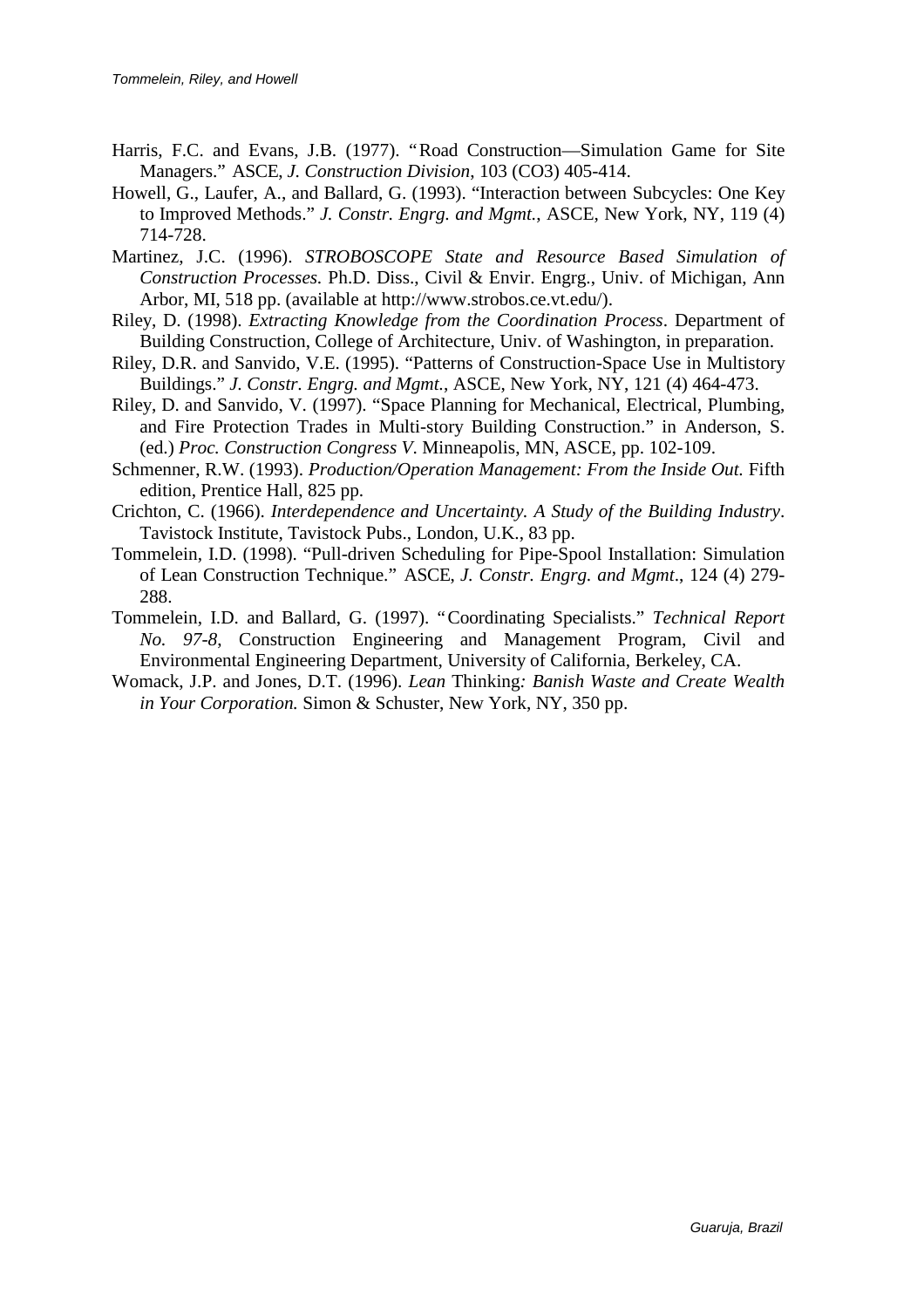Harris, F.C. and Evans, J.B. (1977). "Road Construction—Simulation Game for Site Managers." ASCE, *J. Construction Division*, 103 (CO3) 405-414.

Howell, G., Laufer, A., and Ballard, G. (1993). "Interaction between Subcycles: One Key to Improved Methods." *J. Constr. Engrg. and Mgmt.*, ASCE, New York, NY, 119 (4) 714-728.

Martinez, J.C. (1996). *STROBOSCOPE State and Resource Based Simulation of Construction Processes*. Ph.D. Diss., Civil & Envir. Engrg., Univ. of Michigan, Ann Arbor, MI, 518 pp. (available at http://www.strobos.ce.vt.edu/).

Riley, D. (1998). *Extracting Knowledge from the Coordination Process*. Department of Building Construction, College of Architecture, Univ. of Washington, in preparation.

Riley, D.R. and Sanvido, V.E. (1995). "Patterns of Construction-Space Use in Multistory Buildings." *J. Constr. Engrg. and Mgmt.*, ASCE, New York, NY, 121 (4) 464-473.

Riley, D. and Sanvido, V. (1997). "Space Planning for Mechanical, Electrical, Plumbing, and Fire Protection Trades in Multi-story Building Construction." in Anderson, S. (ed.) *Proc. Construction Congress V*. Minneapolis, MN, ASCE, pp. 102-109.

Schmenner, R.W. (1993). *Production/Operation Management: From the Inside Out.* Fifth edition, Prentice Hall, 825 pp.

Crichton, C. (1966). *Interdependence and Uncertainty. A Study of the Building Industry*. Tavistock Institute, Tavistock Pubs., London, U.K., 83 pp.

Tommelein, I.D. (1998). "Pull-driven Scheduling for Pipe-Spool Installation: Simulation of Lean Construction Technique." ASCE, *J. Constr. Engrg. and Mgmt*., 124 (4) 279-288.

Tommelein, I.D. and Ballard, G. (1997). "Coordinating Specialists." *Technical Report No. 97-8*, Construction Engineering and Management Program, Civil and Environmental Engineering Department, University of California, Berkeley, CA.

Womack, J.P. and Jones, D.T. (1996). *Lean* Thinking*: Banish Waste and Create Wealth in Your Corporation.* Simon & Schuster, New York, NY, 350 pp.